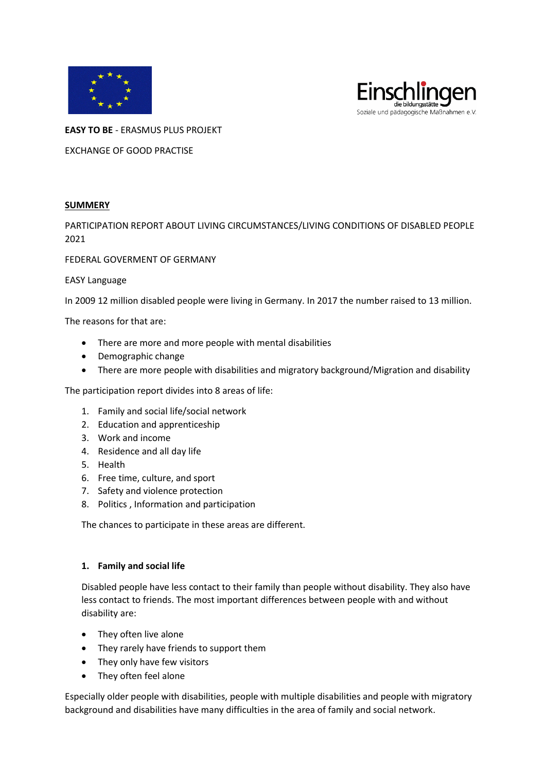Einschlingen die bildungsstätte Soziale und pädagogische Maßnahmen e.V.

**EASY TO BE** - ERASMUS PLUS PROJEKT

EXCHANGE OF GOOD PRACTISE

**SUMMERY**

PARTICIPATION REPORT ABOUT LIVING CIRCUMSTANCES/LIVING CONDITIONS OF DISABLED PEOPLE 2021

FEDERAL GOVERMENT OF GERMANY

EASY Language

In 2009 12 million disabled people were living in Germany. In 2017 the number raised to 13 million.

The reasons for that are:

- There are more and more people with mental disabilities
- Demographic change
- There are more people with disabilities and migratory background/Migration and disability

The participation report divides into 8 areas of life:

1. Family and social life/social network
2. Education and apprenticeship
3. Work and income
4. Residence and all day life
5. Health
6. Free time, culture, and sport
7. Safety and violence protection
8. Politics , Information and participation

The chances to participate in these areas are different.

**1. Family and social life**

Disabled people have less contact to their family than people without disability. They also have less contact to friends. The most important differences between people with and without disability are:

- They often live alone
- They rarely have friends to support them
- They only have few visitors
- They often feel alone

Especially older people with disabilities, people with multiple disabilities and people with migratory background and disabilities have many difficulties in the area of family and social network.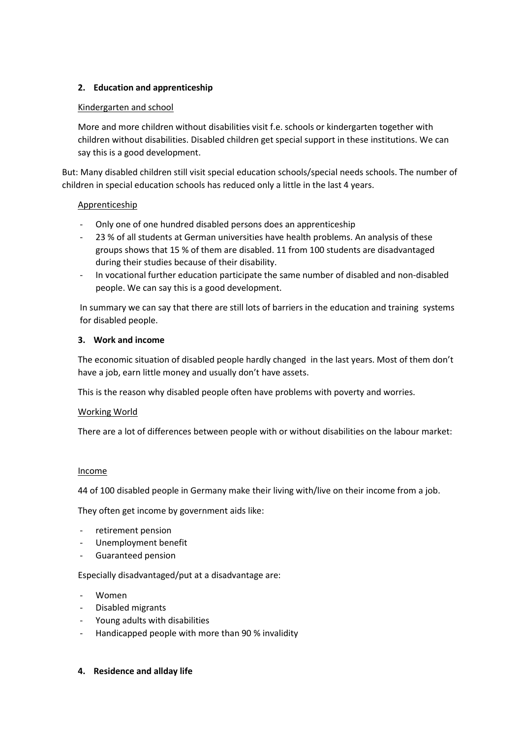## 2. Education and apprenticeship

Kindergarten and school

More and more children without disabilities visit f.e. schools or kindergarten together with children without disabilities. Disabled children get special support in these institutions. We can say this is a good development.

But: Many disabled children still visit special education schools/special needs schools. The number of children in special education schools has reduced only a little in the last 4 years.

Apprenticeship

- Only one of one hundred disabled persons does an apprenticeship
- 23 % of all students at German universities have health problems. An analysis of these groups shows that 15 % of them are disabled. 11 from 100 students are disadvantaged during their studies because of their disability.
- In vocational further education participate the same number of disabled and non-disabled people. We can say this is a good development.

In summary we can say that there are still lots of barriers in the education and training systems for disabled people.

## 3. Work and income

The economic situation of disabled people hardly changed in the last years. Most of them don't have a job, earn little money and usually don't have assets.

This is the reason why disabled people often have problems with poverty and worries.

Working World

There are a lot of differences between people with or without disabilities on the labour market:

Income

44 of 100 disabled people in Germany make their living with/live on their income from a job.

They often get income by government aids like:

- retirement pension
- Unemployment benefit
- Guaranteed pension

Especially disadvantaged/put at a disadvantage are:

- Women
- Disabled migrants
- Young adults with disabilities
- Handicapped people with more than 90 % invalidity

## 4. Residence and allday life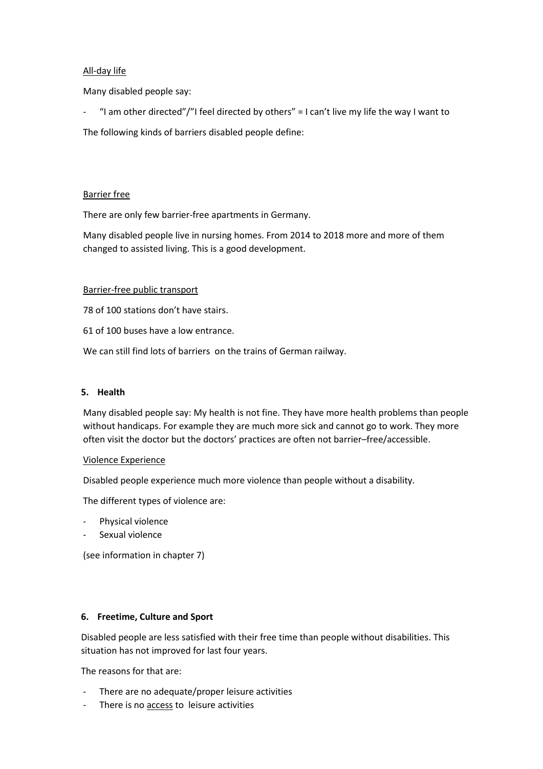All-day life

Many disabled people say:

- "I am other directed"/"I feel directed by others" = I can't live my life the way I want to

The following kinds of barriers disabled people define:

Barrier free

There are only few barrier-free apartments in Germany.

Many disabled people live in nursing homes. From 2014 to 2018 more and more of them changed to assisted living. This is a good development.

Barrier-free public transport

78 of 100 stations don't have stairs.

61 of 100 buses have a low entrance.

We can still find lots of barriers on the trains of German railway.

## 5. Health

Many disabled people say: My health is not fine. They have more health problems than people without handicaps. For example they are much more sick and cannot go to work. They more often visit the doctor but the doctors' practices are often not barrier–free/accessible.

Violence Experience

Disabled people experience much more violence than people without a disability.

The different types of violence are:

- Physical violence
- Sexual violence

(see information in chapter 7)

## 6. Freetime, Culture and Sport

Disabled people are less satisfied with their free time than people without disabilities. This situation has not improved for last four years.

The reasons for that are:

- There are no adequate/proper leisure activities
- There is no access to leisure activities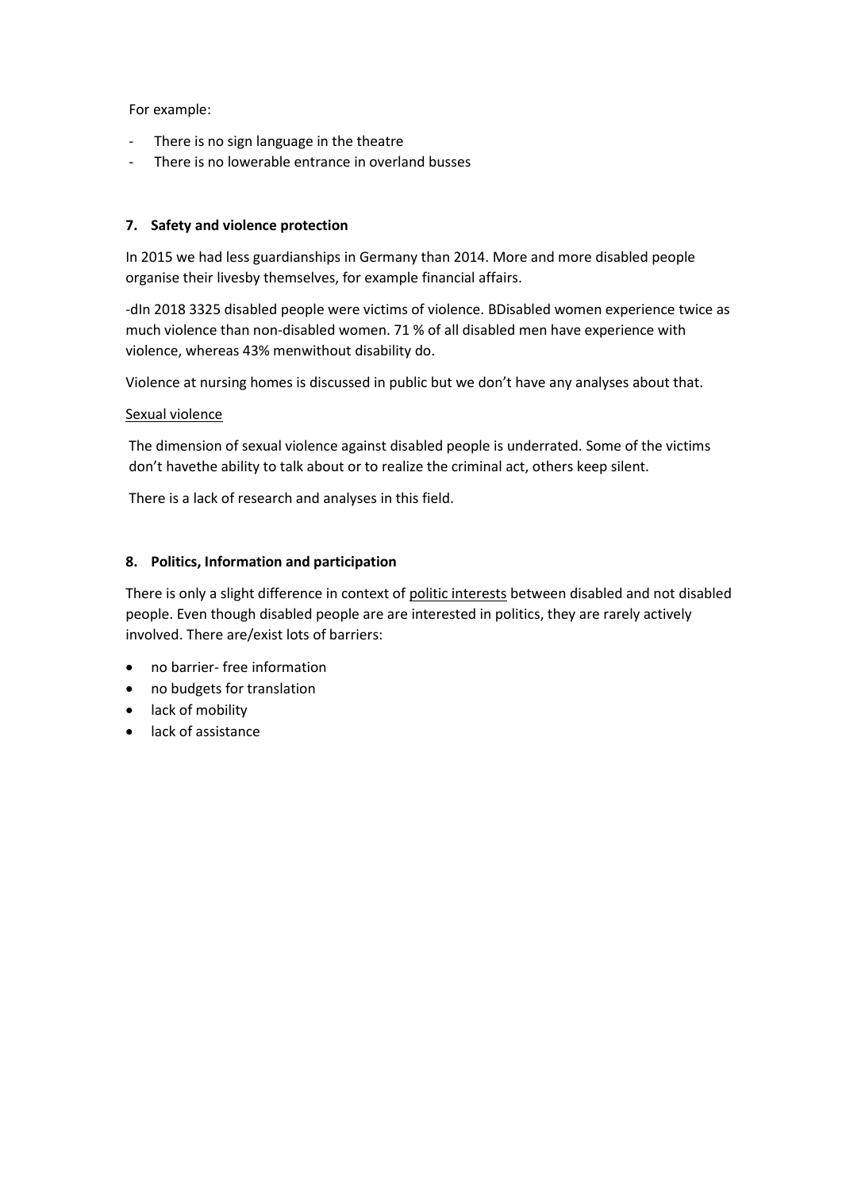For example:

- There is no sign language in the theatre
- There is no lowerable entrance in overland busses

### 7. Safety and violence protection

In 2015 we had less guardianships in Germany than 2014. More and more disabled people organise their livesby themselves, for example financial affairs.

-dIn 2018 3325 disabled people were victims of violence. BDisabled women experience twice as much violence than non-disabled women. 71 % of all disabled men have experience with violence, whereas 43% menwithout disability do.

Violence at nursing homes is discussed in public but we don't have any analyses about that.

<u>Sexual violence</u>

The dimension of sexual violence against disabled people is underrated. Some of the victims don't havethe ability to talk about or to realize the criminal act, others keep silent.

There is a lack of research and analyses in this field.

### 8. Politics, Information and participation

There is only a slight difference in context of <u>politic interests</u> between disabled and not disabled people. Even though disabled people are are interested in politics, they are rarely actively involved. There are/exist lots of barriers:

- no barrier- free information
- no budgets for translation
- lack of mobility
- lack of assistance